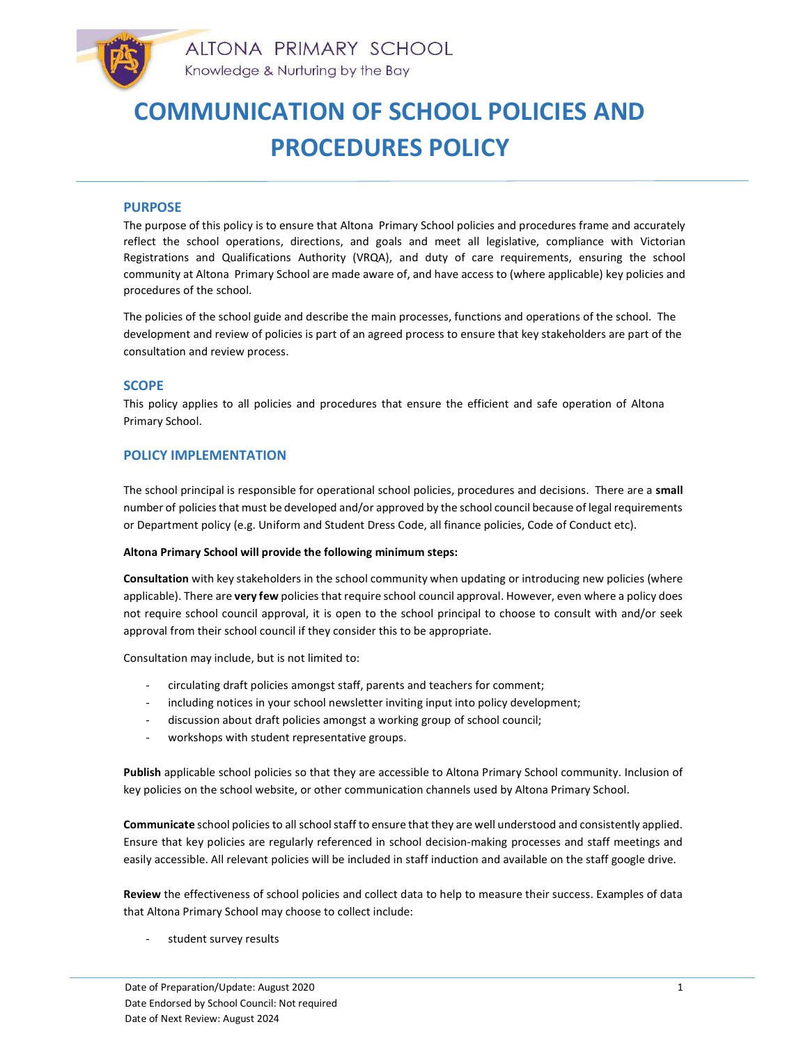ALTONA PRIMARY SCHOOL
Knowledge & Nurturing by the Bay

# COMMUNICATION OF SCHOOL POLICIES AND PROCEDURES POLICY

## PURPOSE

The purpose of this policy is to ensure that Altona Primary School policies and procedures frame and accurately reflect the school operations, directions, and goals and meet all legislative, compliance with Victorian Registrations and Qualifications Authority (VRQA), and duty of care requirements, ensuring the school community at Altona Primary School are made aware of, and have access to (where applicable) key policies and procedures of the school.

The policies of the school guide and describe the main processes, functions and operations of the school. The development and review of policies is part of an agreed process to ensure that key stakeholders are part of the consultation and review process.

## SCOPE

This policy applies to all policies and procedures that ensure the efficient and safe operation of Altona Primary School.

## POLICY IMPLEMENTATION

The school principal is responsible for operational school policies, procedures and decisions. There are a **small** number of policies that must be developed and/or approved by the school council because of legal requirements or Department policy (e.g. Uniform and Student Dress Code, all finance policies, Code of Conduct etc).

**Altona Primary School will provide the following minimum steps:**

**Consultation** with key stakeholders in the school community when updating or introducing new policies (where applicable). There are **very few** policies that require school council approval. However, even where a policy does not require school council approval, it is open to the school principal to choose to consult with and/or seek approval from their school council if they consider this to be appropriate.

Consultation may include, but is not limited to:

- circulating draft policies amongst staff, parents and teachers for comment;
- including notices in your school newsletter inviting input into policy development;
- discussion about draft policies amongst a working group of school council;
- workshops with student representative groups.

**Publish** applicable school policies so that they are accessible to Altona Primary School community. Inclusion of key policies on the school website, or other communication channels used by Altona Primary School.

**Communicate** school policies to all school staff to ensure that they are well understood and consistently applied. Ensure that key policies are regularly referenced in school decision-making processes and staff meetings and easily accessible. All relevant policies will be included in staff induction and available on the staff google drive.

**Review** the effectiveness of school policies and collect data to help to measure their success. Examples of data that Altona Primary School may choose to collect include:

- student survey results

Date of Preparation/Update: August 2020
Date Endorsed by School Council: Not required
Date of Next Review: August 2024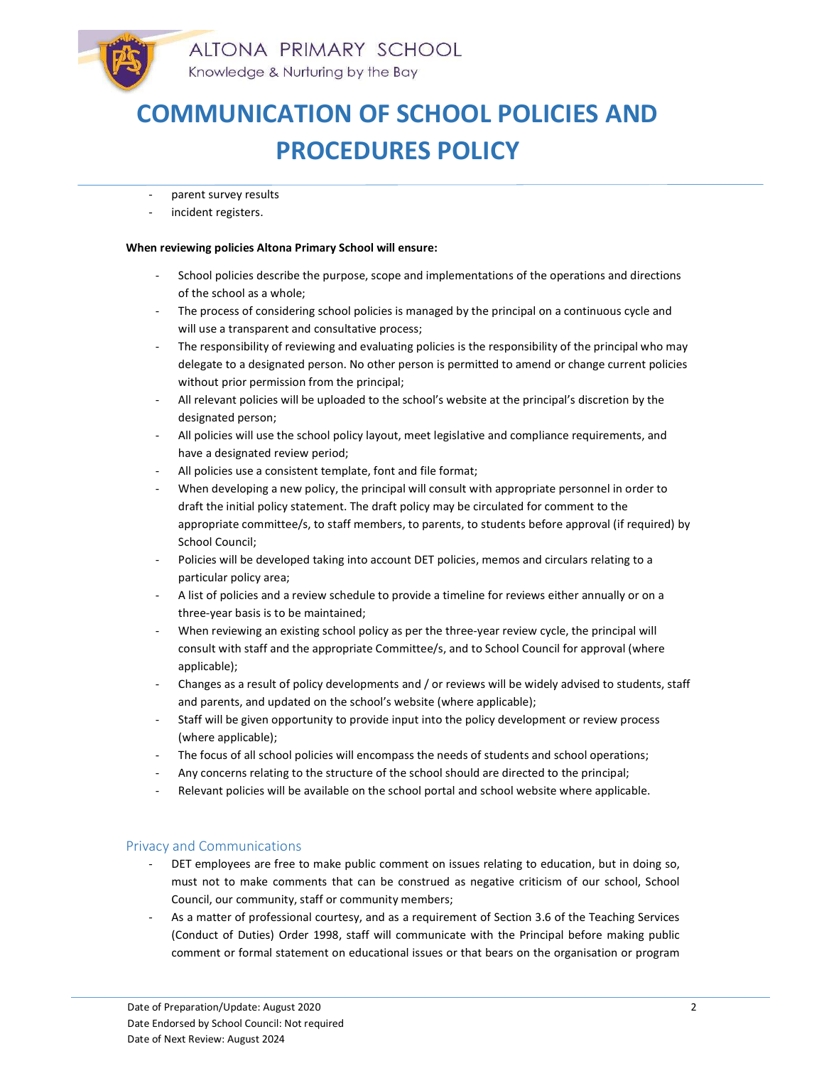- parent survey results
- incident registers.

**When reviewing policies Altona Primary School will ensure:**

- School policies describe the purpose, scope and implementations of the operations and directions of the school as a whole;
- The process of considering school policies is managed by the principal on a continuous cycle and will use a transparent and consultative process;
- The responsibility of reviewing and evaluating policies is the responsibility of the principal who may delegate to a designated person. No other person is permitted to amend or change current policies without prior permission from the principal;
- All relevant policies will be uploaded to the school's website at the principal's discretion by the designated person;
- All policies will use the school policy layout, meet legislative and compliance requirements, and have a designated review period;
- All policies use a consistent template, font and file format;
- When developing a new policy, the principal will consult with appropriate personnel in order to draft the initial policy statement. The draft policy may be circulated for comment to the appropriate committee/s, to staff members, to parents, to students before approval (if required) by School Council;
- Policies will be developed taking into account DET policies, memos and circulars relating to a particular policy area;
- A list of policies and a review schedule to provide a timeline for reviews either annually or on a three-year basis is to be maintained;
- When reviewing an existing school policy as per the three-year review cycle, the principal will consult with staff and the appropriate Committee/s, and to School Council for approval (where applicable);
- Changes as a result of policy developments and / or reviews will be widely advised to students, staff and parents, and updated on the school's website (where applicable);
- Staff will be given opportunity to provide input into the policy development or review process (where applicable);
- The focus of all school policies will encompass the needs of students and school operations;
- Any concerns relating to the structure of the school should are directed to the principal;
- Relevant policies will be available on the school portal and school website where applicable.

## Privacy and Communications

- DET employees are free to make public comment on issues relating to education, but in doing so, must not to make comments that can be construed as negative criticism of our school, School Council, our community, staff or community members;
- As a matter of professional courtesy, and as a requirement of Section 3.6 of the Teaching Services (Conduct of Duties) Order 1998, staff will communicate with the Principal before making public comment or formal statement on educational issues or that bears on the organisation or program

Date of Preparation/Update: August 2020
Date Endorsed by School Council: Not required
Date of Next Review: August 2024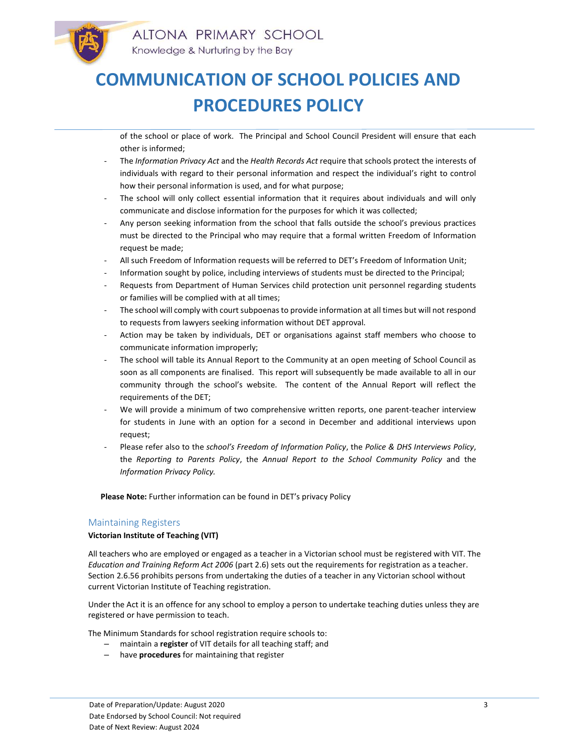of the school or place of work. The Principal and School Council President will ensure that each other is informed;

- The *Information Privacy Act* and the *Health Records Act* require that schools protect the interests of individuals with regard to their personal information and respect the individual's right to control how their personal information is used, and for what purpose;
- The school will only collect essential information that it requires about individuals and will only communicate and disclose information for the purposes for which it was collected;
- Any person seeking information from the school that falls outside the school's previous practices must be directed to the Principal who may require that a formal written Freedom of Information request be made;
- All such Freedom of Information requests will be referred to DET's Freedom of Information Unit;
- Information sought by police, including interviews of students must be directed to the Principal;
- Requests from Department of Human Services child protection unit personnel regarding students or families will be complied with at all times;
- The school will comply with court subpoenas to provide information at all times but will not respond to requests from lawyers seeking information without DET approval.
- Action may be taken by individuals, DET or organisations against staff members who choose to communicate information improperly;
- The school will table its Annual Report to the Community at an open meeting of School Council as soon as all components are finalised. This report will subsequently be made available to all in our community through the school's website. The content of the Annual Report will reflect the requirements of the DET;
- We will provide a minimum of two comprehensive written reports, one parent-teacher interview for students in June with an option for a second in December and additional interviews upon request;
- Please refer also to the *school's Freedom of Information Policy*, the *Police & DHS Interviews Policy*, the *Reporting to Parents Policy*, the *Annual Report to the School Community Policy* and the *Information Privacy Policy.*

**Please Note:** Further information can be found in DET's privacy Policy

## Maintaining Registers

**Victorian Institute of Teaching (VIT)**

All teachers who are employed or engaged as a teacher in a Victorian school must be registered with VIT. The *Education and Training Reform Act 2006* (part 2.6) sets out the requirements for registration as a teacher. Section 2.6.56 prohibits persons from undertaking the duties of a teacher in any Victorian school without current Victorian Institute of Teaching registration.

Under the Act it is an offence for any school to employ a person to undertake teaching duties unless they are registered or have permission to teach.

The Minimum Standards for school registration require schools to:

- maintain a **register** of VIT details for all teaching staff; and
- have **procedures** for maintaining that register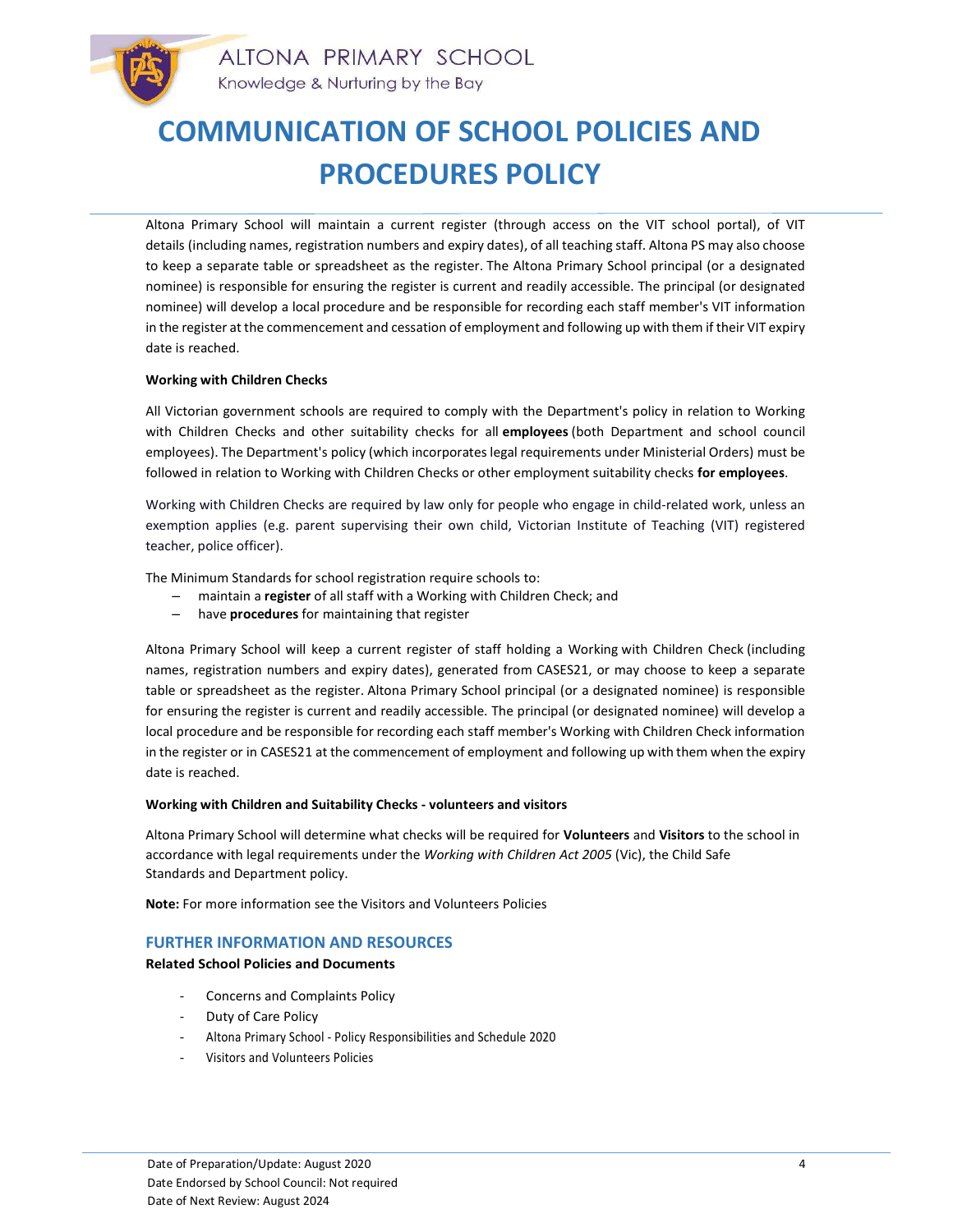Altona Primary School will maintain a current register (through access on the VIT school portal), of VIT details (including names, registration numbers and expiry dates), of all teaching staff. Altona PS may also choose to keep a separate table or spreadsheet as the register. The Altona Primary School principal (or a designated nominee) is responsible for ensuring the register is current and readily accessible. The principal (or designated nominee) will develop a local procedure and be responsible for recording each staff member's VIT information in the register at the commencement and cessation of employment and following up with them if their VIT expiry date is reached.

**Working with Children Checks**

All Victorian government schools are required to comply with the Department's policy in relation to Working with Children Checks and other suitability checks for all **employees** (both Department and school council employees). The Department's policy (which incorporates legal requirements under Ministerial Orders) must be followed in relation to Working with Children Checks or other employment suitability checks **for employees**.

Working with Children Checks are required by law only for people who engage in child-related work, unless an exemption applies (e.g. parent supervising their own child, Victorian Institute of Teaching (VIT) registered teacher, police officer).

The Minimum Standards for school registration require schools to:

- maintain a **register** of all staff with a Working with Children Check; and
- have **procedures** for maintaining that register

Altona Primary School will keep a current register of staff holding a Working with Children Check (including names, registration numbers and expiry dates), generated from CASES21, or may choose to keep a separate table or spreadsheet as the register. Altona Primary School principal (or a designated nominee) is responsible for ensuring the register is current and readily accessible. The principal (or designated nominee) will develop a local procedure and be responsible for recording each staff member's Working with Children Check information in the register or in CASES21 at the commencement of employment and following up with them when the expiry date is reached.

**Working with Children and Suitability Checks - volunteers and visitors**

Altona Primary School will determine what checks will be required for **Volunteers** and **Visitors** to the school in accordance with legal requirements under the *Working with Children Act 2005* (Vic), the Child Safe Standards and Department policy.

**Note:** For more information see the Visitors and Volunteers Policies

## FURTHER INFORMATION AND RESOURCES

**Related School Policies and Documents**

- Concerns and Complaints Policy
- Duty of Care Policy
- Altona Primary School - Policy Responsibilities and Schedule 2020
- Visitors and Volunteers Policies

Date of Preparation/Update: August 2020
Date Endorsed by School Council: Not required
Date of Next Review: August 2024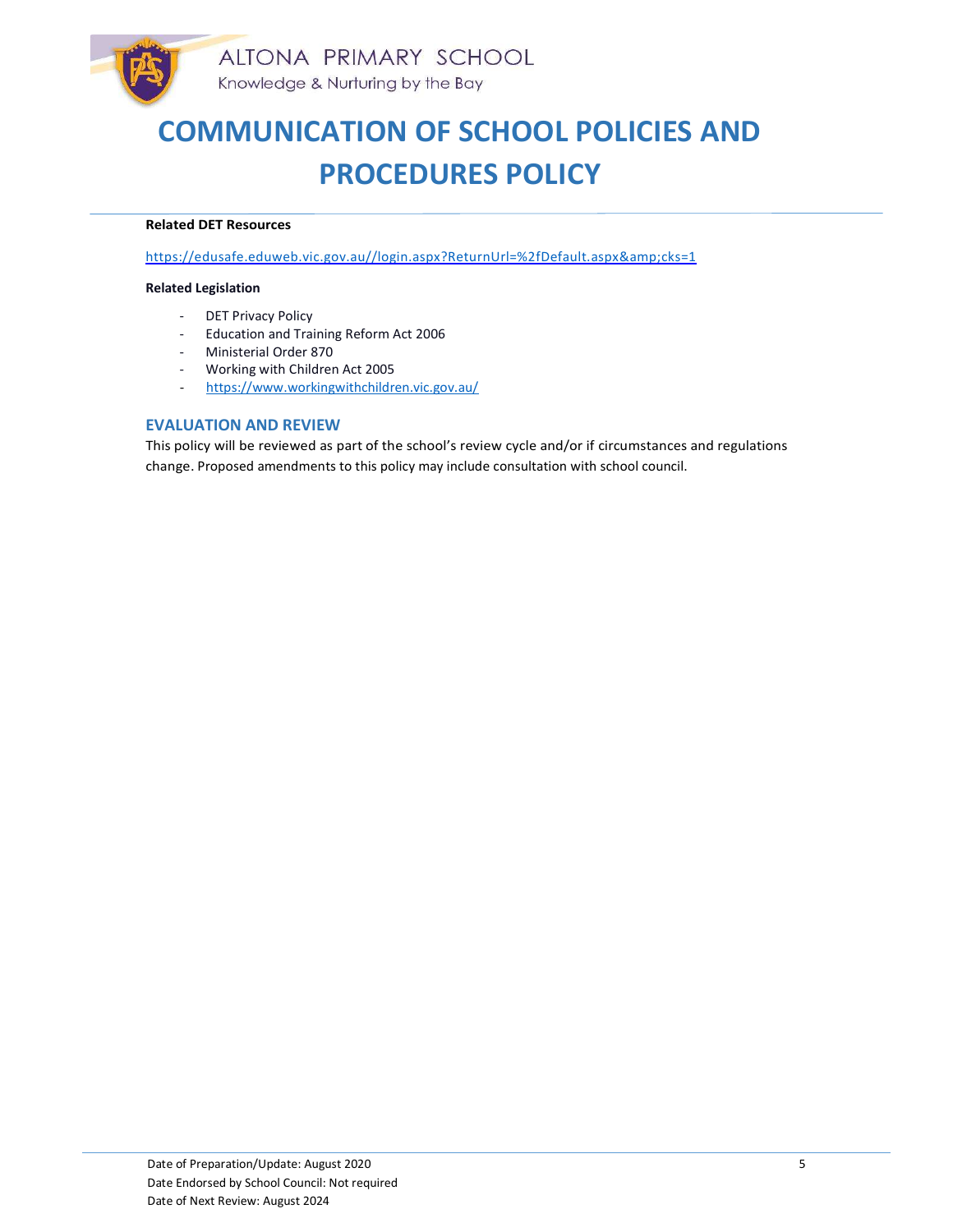# COMMUNICATION OF SCHOOL POLICIES AND PROCEDURES POLICY

**Related DET Resources**

https://edusafe.eduweb.vic.gov.au//login.aspx?ReturnUrl=%2fDefault.aspx&amp;cks=1

**Related Legislation**

- DET Privacy Policy
- Education and Training Reform Act 2006
- Ministerial Order 870
- Working with Children Act 2005
- https://www.workingwithchildren.vic.gov.au/

## EVALUATION AND REVIEW

This policy will be reviewed as part of the school's review cycle and/or if circumstances and regulations change. Proposed amendments to this policy may include consultation with school council.

Date of Preparation/Update: August 2020
Date Endorsed by School Council: Not required
Date of Next Review: August 2024